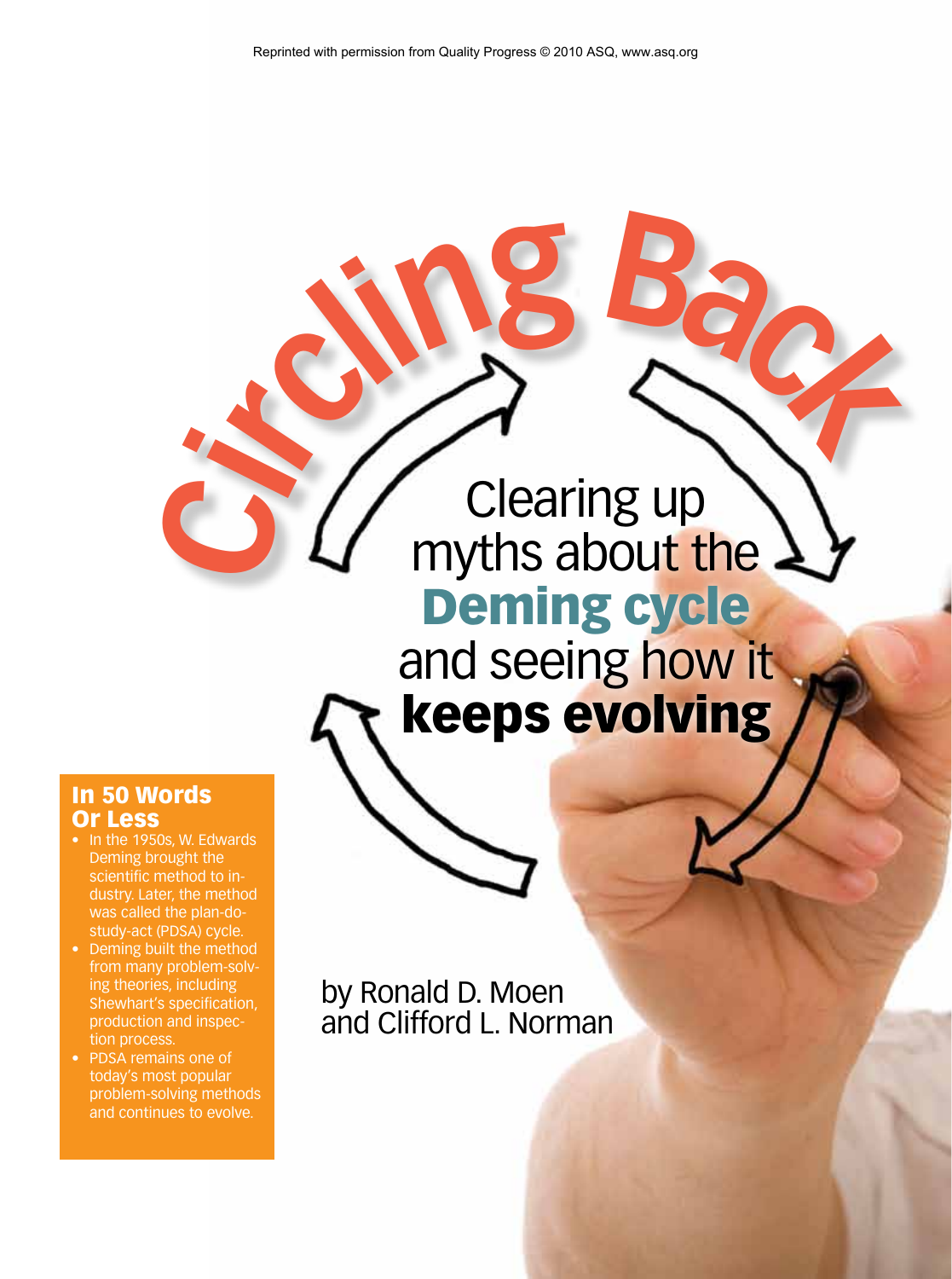Reprinted with permission from Quality Progress © 2010 ASQ, www.asq.org

# Circling Back

## Clearing up myths about the **Deming cycle** and seeing how it **keeps evolving**

by Ronald D. Moen and Clifford L. Norman

### In 50 Words Or Less

- In the 1950s, W. Edwards Deming brought the scientific method to industry. Later, the method was called the plan-do-study-act (PDSA) cycle.
- Deming built the method from many problem-solving theories, including Shewhart's specification, production and inspection process.
- PDSA remains one of today's most popular problem-solving methods and continues to evolve.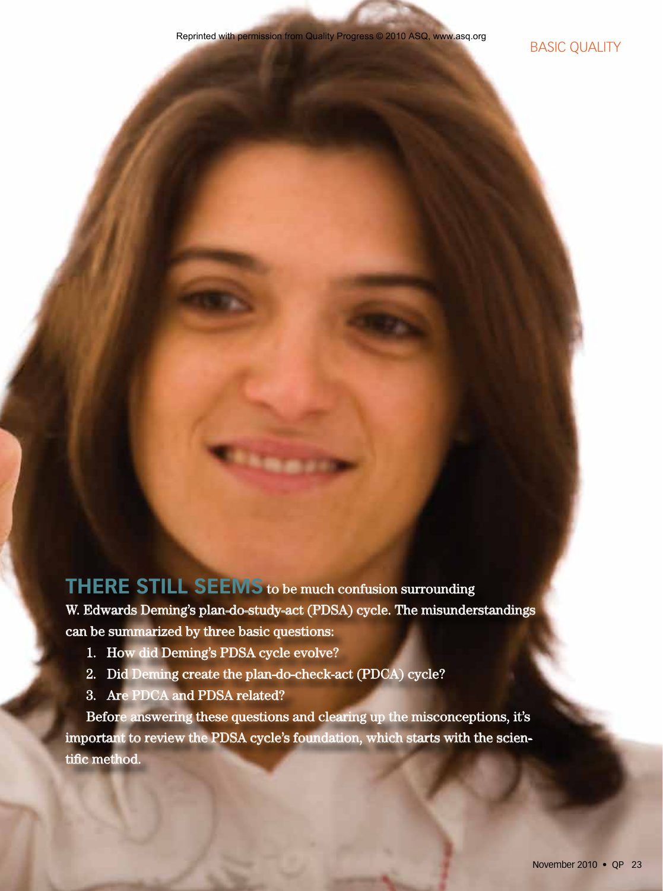**THERE STILL SEEMS** to be much confusion surrounding W. Edwards Deming's plan-do-study-act (PDSA) cycle. The misunderstandings can be summarized by three basic questions:

1. How did Deming's PDSA cycle evolve?
2. Did Deming create the plan-do-check-act (PDCA) cycle?
3. Are PDCA and PDSA related?

Before answering these questions and clearing up the misconceptions, it's important to review the PDSA cycle's foundation, which starts with the scientific method.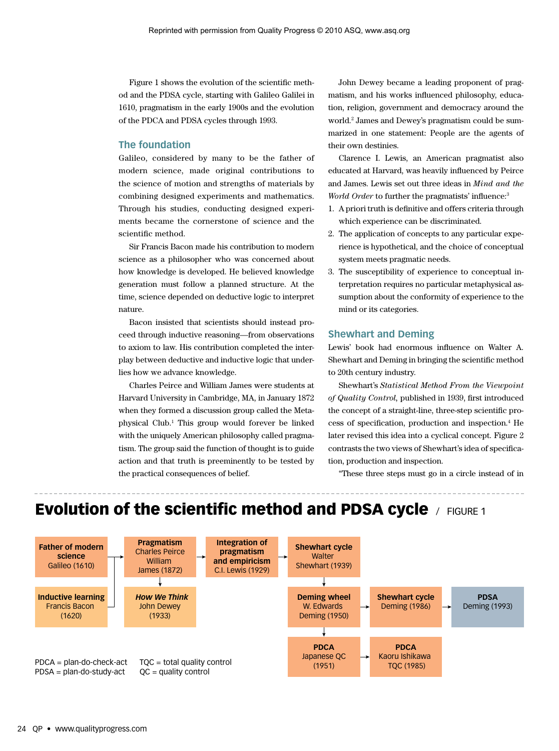Figure 1 shows the evolution of the scientific method and the PDSA cycle, starting with Galileo Galilei in 1610, pragmatism in the early 1900s and the evolution of the PDCA and PDSA cycles through 1993.

## The foundation

Galileo, considered by many to be the father of modern science, made original contributions to the science of motion and strengths of materials by combining designed experiments and mathematics. Through his studies, conducting designed experiments became the cornerstone of science and the scientific method.

Sir Francis Bacon made his contribution to modern science as a philosopher who was concerned about how knowledge is developed. He believed knowledge generation must follow a planned structure. At the time, science depended on deductive logic to interpret nature.

Bacon insisted that scientists should instead proceed through inductive reasoning—from observations to axiom to law. His contribution completed the interplay between deductive and inductive logic that underlies how we advance knowledge.

Charles Peirce and William James were students at Harvard University in Cambridge, MA, in January 1872 when they formed a discussion group called the Metaphysical Club.[1] This group would forever be linked with the uniquely American philosophy called pragmatism. The group said the function of thought is to guide action and that truth is preeminently to be tested by the practical consequences of belief.

John Dewey became a leading proponent of pragmatism, and his works influenced philosophy, education, religion, government and democracy around the world.[2] James and Dewey's pragmatism could be summarized in one statement: People are the agents of their own destinies.

Clarence I. Lewis, an American pragmatist also educated at Harvard, was heavily influenced by Peirce and James. Lewis set out three ideas in *Mind and the World Order* to further the pragmatists' influence:[3]

1. A priori truth is definitive and offers criteria through which experience can be discriminated.
2. The application of concepts to any particular experience is hypothetical, and the choice of conceptual system meets pragmatic needs.
3. The susceptibility of experience to conceptual interpretation requires no particular metaphysical assumption about the conformity of experience to the mind or its categories.

## Shewhart and Deming

Lewis' book had enormous influence on Walter A. Shewhart and Deming in bringing the scientific method to 20th century industry.

Shewhart's *Statistical Method From the Viewpoint of Quality Control*, published in 1939, first introduced the concept of a straight-line, three-step scientific process of specification, production and inspection.[4] He later revised this idea into a cyclical concept. Figure 2 contrasts the two views of Shewhart's idea of specification, production and inspection.

"These three steps must go in a circle instead of in

## Evolution of the scientific method and PDSA cycle / FIGURE 1

- **Father of modern science** Galileo (1610) and **Inductive learning** Francis Bacon (1620) → **Pragmatism** Charles Peirce William James (1872)
- **Pragmatism** Charles Peirce William James (1872) → **Integration of pragmatism and empiricism** C.I. Lewis (1929)
- **Pragmatism** Charles Peirce William James (1872) → ***How We Think*** John Dewey (1933)
- **Integration of pragmatism and empiricism** C.I. Lewis (1929) → **Shewhart cycle** Walter Shewhart (1939)
- **Shewhart cycle** Walter Shewhart (1939) → **Deming wheel** W. Edwards Deming (1950)
- **Deming wheel** W. Edwards Deming (1950) → **Shewhart cycle** Deming (1986) → **PDSA** Deming (1993)
- **Deming wheel** W. Edwards Deming (1950) → **PDCA** Japanese QC (1951) → **PDCA** Kaoru Ishikawa TQC (1985)

PDCA = plan-do-check-act
PDSA = plan-do-study-act
TQC = total quality control
QC = quality control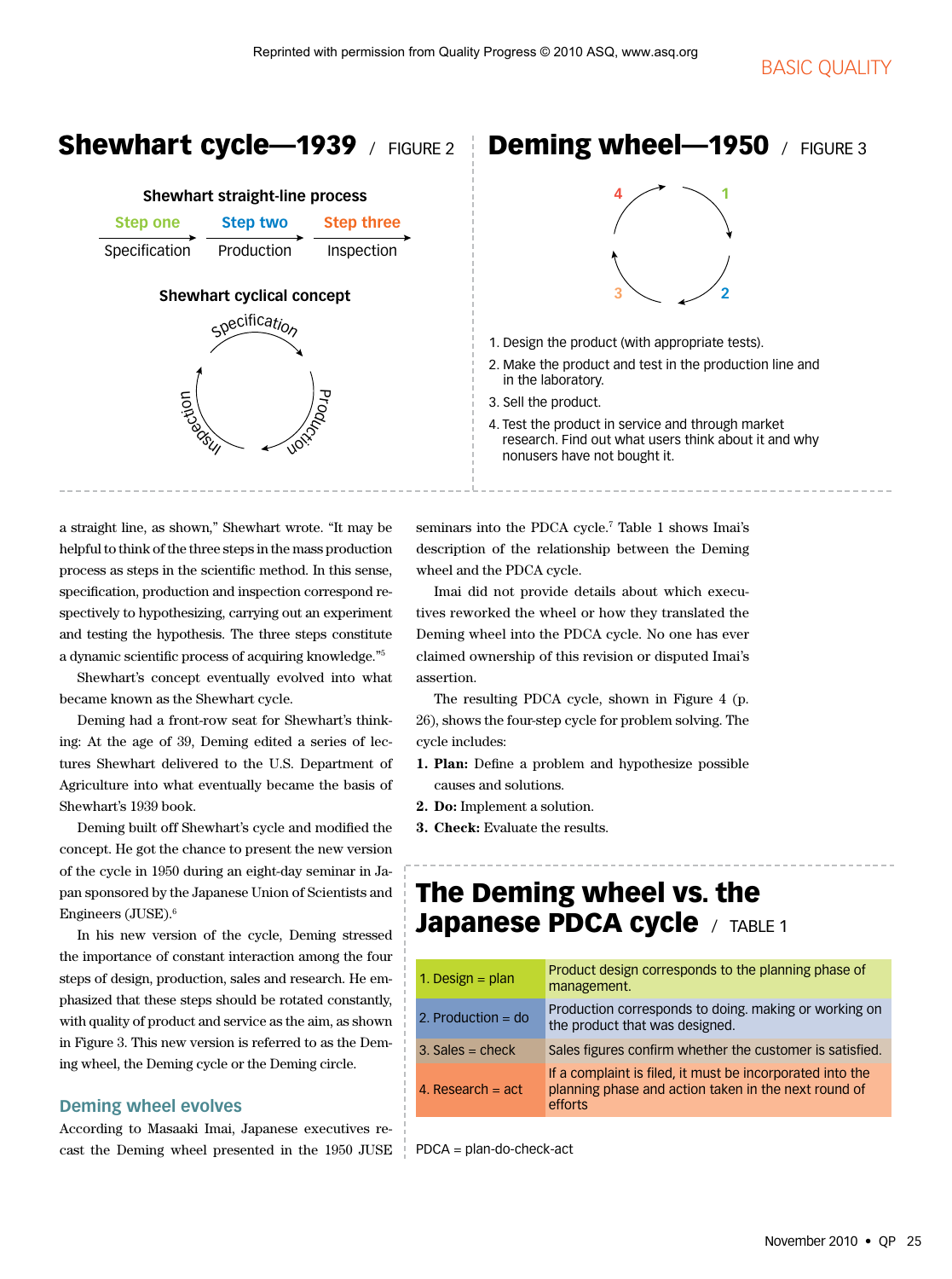## Shewhart cycle—1939 / FIGURE 2

**Shewhart straight-line process**

| Step one | Step two | Step three |
|---|---|---|
| Specification | Production | Inspection |

**Shewhart cyclical concept**

Specification → Production → Inspection

## Deming wheel—1950 / FIGURE 3

1. Design the product (with appropriate tests).
2. Make the product and test in the production line and in the laboratory.
3. Sell the product.
4. Test the product in service and through market research. Find out what users think about it and why nonusers have not bought it.

a straight line, as shown," Shewhart wrote. "It may be helpful to think of the three steps in the mass production process as steps in the scientific method. In this sense, specification, production and inspection correspond respectively to hypothesizing, carrying out an experiment and testing the hypothesis. The three steps constitute a dynamic scientific process of acquiring knowledge."[5]

Shewhart's concept eventually evolved into what became known as the Shewhart cycle.

Deming had a front-row seat for Shewhart's thinking: At the age of 39, Deming edited a series of lectures Shewhart delivered to the U.S. Department of Agriculture into what eventually became the basis of Shewhart's 1939 book.

Deming built off Shewhart's cycle and modified the concept. He got the chance to present the new version of the cycle in 1950 during an eight-day seminar in Japan sponsored by the Japanese Union of Scientists and Engineers (JUSE).[6]

In his new version of the cycle, Deming stressed the importance of constant interaction among the four steps of design, production, sales and research. He emphasized that these steps should be rotated constantly, with quality of product and service as the aim, as shown in Figure 3. This new version is referred to as the Deming wheel, the Deming cycle or the Deming circle.

### Deming wheel evolves

According to Masaaki Imai, Japanese executives recast the Deming wheel presented in the 1950 JUSE seminars into the PDCA cycle.[7] Table 1 shows Imai's description of the relationship between the Deming wheel and the PDCA cycle.

Imai did not provide details about which executives reworked the wheel or how they translated the Deming wheel into the PDCA cycle. No one has ever claimed ownership of this revision or disputed Imai's assertion.

The resulting PDCA cycle, shown in Figure 4 (p. 26), shows the four-step cycle for problem solving. The cycle includes:

1. **Plan:** Define a problem and hypothesize possible causes and solutions.
2. **Do:** Implement a solution.
3. **Check:** Evaluate the results.

## The Deming wheel vs. the Japanese PDCA cycle / TABLE 1

| | |
|---|---|
| 1. Design = plan | Product design corresponds to the planning phase of management. |
| 2. Production = do | Production corresponds to doing. making or working on the product that was designed. |
| 3. Sales = check | Sales figures confirm whether the customer is satisfied. |
| 4. Research = act | If a complaint is filed, it must be incorporated into the planning phase and action taken in the next round of efforts |

PDCA = plan-do-check-act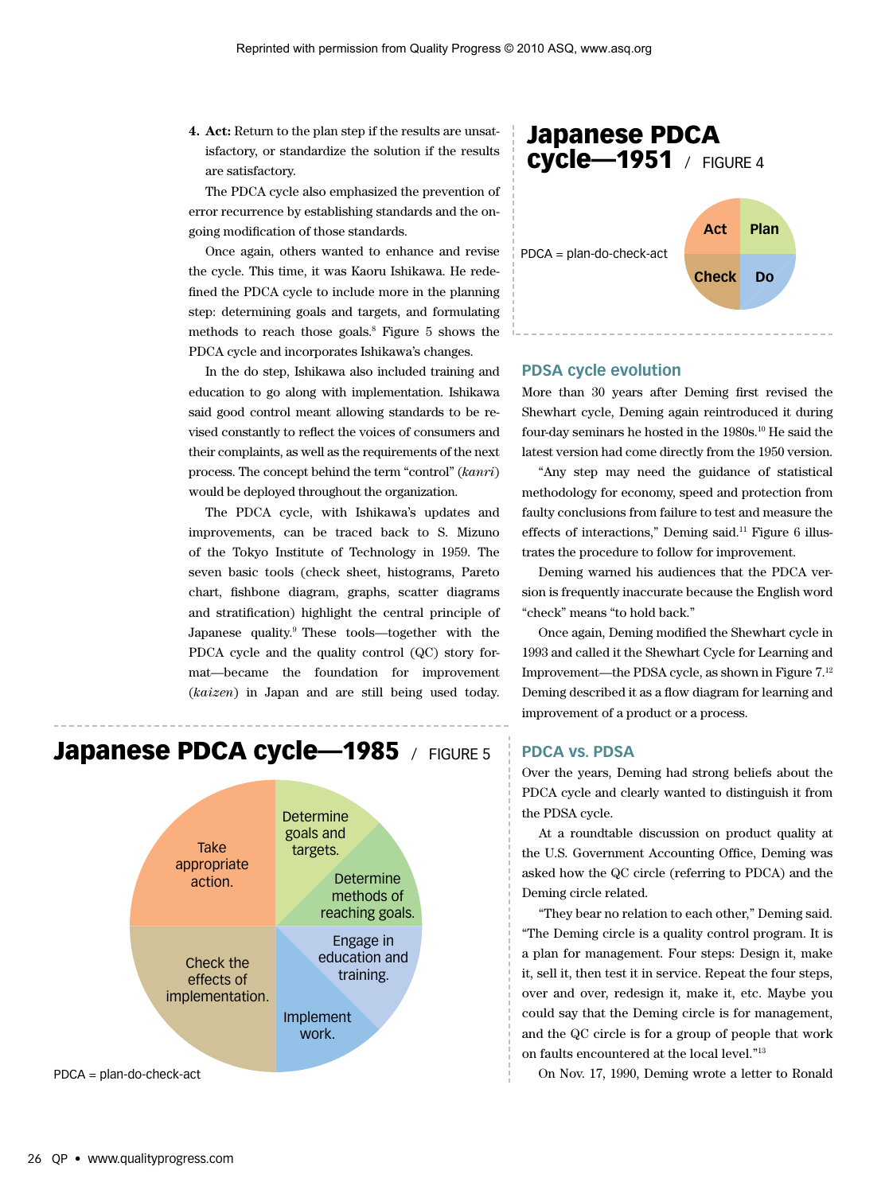4. **Act:** Return to the plan step if the results are unsatisfactory, or standardize the solution if the results are satisfactory.

The PDCA cycle also emphasized the prevention of error recurrence by establishing standards and the ongoing modification of those standards.

Once again, others wanted to enhance and revise the cycle. This time, it was Kaoru Ishikawa. He redefined the PDCA cycle to include more in the planning step: determining goals and targets, and formulating methods to reach those goals.[8] Figure 5 shows the PDCA cycle and incorporates Ishikawa's changes.

In the do step, Ishikawa also included training and education to go along with implementation. Ishikawa said good control meant allowing standards to be revised constantly to reflect the voices of consumers and their complaints, as well as the requirements of the next process. The concept behind the term "control" (*kanri*) would be deployed throughout the organization.

The PDCA cycle, with Ishikawa's updates and improvements, can be traced back to S. Mizuno of the Tokyo Institute of Technology in 1959. The seven basic tools (check sheet, histograms, Pareto chart, fishbone diagram, graphs, scatter diagrams and stratification) highlight the central principle of Japanese quality.[9] These tools—together with the PDCA cycle and the quality control (QC) story format—became the foundation for improvement (*kaizen*) in Japan and are still being used today.

## Japanese PDCA cycle—1985 / FIGURE 5

Take appropriate action. | Determine goals and targets. | Determine methods of reaching goals. | Engage in education and training. | Implement work. | Check the effects of implementation.

PDCA = plan-do-check-act

## Japanese PDCA cycle—1951 / FIGURE 4

Act | Plan | Check | Do

PDCA = plan-do-check-act

### PDSA cycle evolution

More than 30 years after Deming first revised the Shewhart cycle, Deming again reintroduced it during four-day seminars he hosted in the 1980s.[10] He said the latest version had come directly from the 1950 version.

"Any step may need the guidance of statistical methodology for economy, speed and protection from faulty conclusions from failure to test and measure the effects of interactions," Deming said.[11] Figure 6 illustrates the procedure to follow for improvement.

Deming warned his audiences that the PDCA version is frequently inaccurate because the English word "check" means "to hold back."

Once again, Deming modified the Shewhart cycle in 1993 and called it the Shewhart Cycle for Learning and Improvement—the PDSA cycle, as shown in Figure 7.[12] Deming described it as a flow diagram for learning and improvement of a product or a process.

### PDCA vs. PDSA

Over the years, Deming had strong beliefs about the PDCA cycle and clearly wanted to distinguish it from the PDSA cycle.

At a roundtable discussion on product quality at the U.S. Government Accounting Office, Deming was asked how the QC circle (referring to PDCA) and the Deming circle related.

"They bear no relation to each other," Deming said. "The Deming circle is a quality control program. It is a plan for management. Four steps: Design it, make it, sell it, then test it in service. Repeat the four steps, over and over, redesign it, make it, etc. Maybe you could say that the Deming circle is for management, and the QC circle is for a group of people that work on faults encountered at the local level."[13]

On Nov. 17, 1990, Deming wrote a letter to Ronald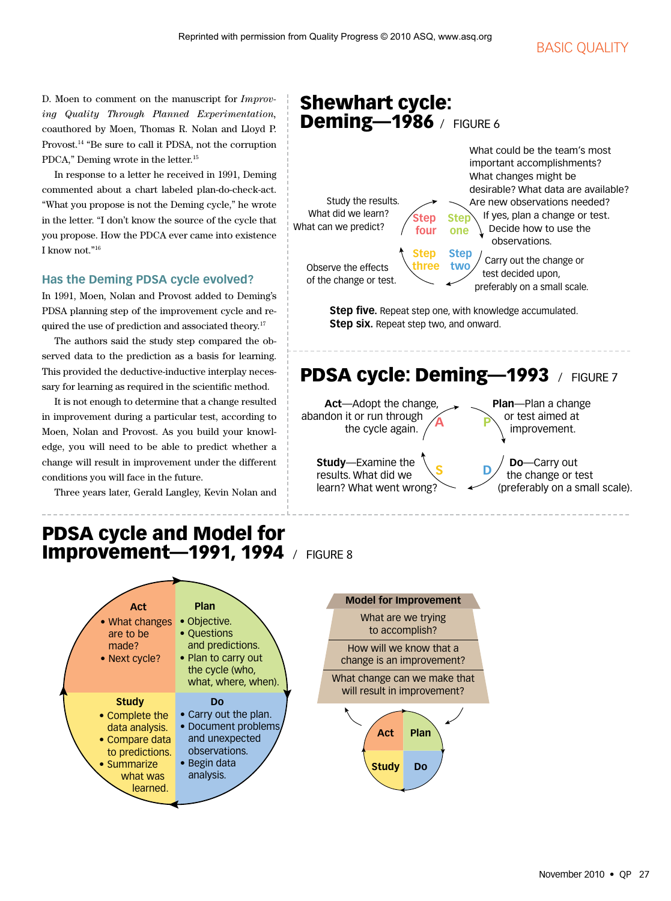D. Moen to comment on the manuscript for *Improving Quality Through Planned Experimentation*, coauthored by Moen, Thomas R. Nolan and Lloyd P. Provost.[14] "Be sure to call it PDSA, not the corruption PDCA," Deming wrote in the letter.[15]

In response to a letter he received in 1991, Deming commented about a chart labeled plan-do-check-act. "What you propose is not the Deming cycle," he wrote in the letter. "I don't know the source of the cycle that you propose. How the PDCA ever came into existence I know not."[16]

### Has the Deming PDSA cycle evolved?

In 1991, Moen, Nolan and Provost added to Deming's PDSA planning step of the improvement cycle and required the use of prediction and associated theory.[17]

The authors said the study step compared the observed data to the prediction as a basis for learning. This provided the deductive-inductive interplay necessary for learning as required in the scientific method.

It is not enough to determine that a change resulted in improvement during a particular test, according to Moen, Nolan and Provost. As you build your knowledge, you will need to be able to predict whether a change will result in improvement under the different conditions you will face in the future.

Three years later, Gerald Langley, Kevin Nolan and

## Shewhart cycle: Deming—1986 / FIGURE 6

**Step one**: What could be the team's most important accomplishments? What changes might be desirable? What data are available? Are new observations needed? If yes, plan a change or test. Decide how to use the observations.

**Step two**: Carry out the change or test decided upon, preferably on a small scale.

**Step three**: Observe the effects of the change or test.

**Step four**: Study the results. What did we learn? What can we predict?

**Step five.** Repeat step one, with knowledge accumulated.
**Step six.** Repeat step two, and onward.

## PDSA cycle: Deming—1993 / FIGURE 7

**P** — **Plan**—Plan a change or test aimed at improvement.

**D** — **Do**—Carry out the change or test (preferably on a small scale).

**S** — **Study**—Examine the results. What did we learn? What went wrong?

**A** — **Act**—Adopt the change, abandon it or run through the cycle again.

## PDSA cycle and Model for Improvement—1991, 1994 / FIGURE 8

**Act**
- What changes are to be made?
- Next cycle?

**Plan**
- Objective.
- Questions and predictions.
- Plan to carry out the cycle (who, what, where, when).

**Study**
- Complete the data analysis.
- Compare data to predictions.
- Summarize what was learned.

**Do**
- Carry out the plan.
- Document problems and unexpected observations.
- Begin data analysis.

**Model for Improvement**

What are we trying to accomplish?

How will we know that a change is an improvement?

What change can we make that will result in improvement?

Act | Plan | Study | Do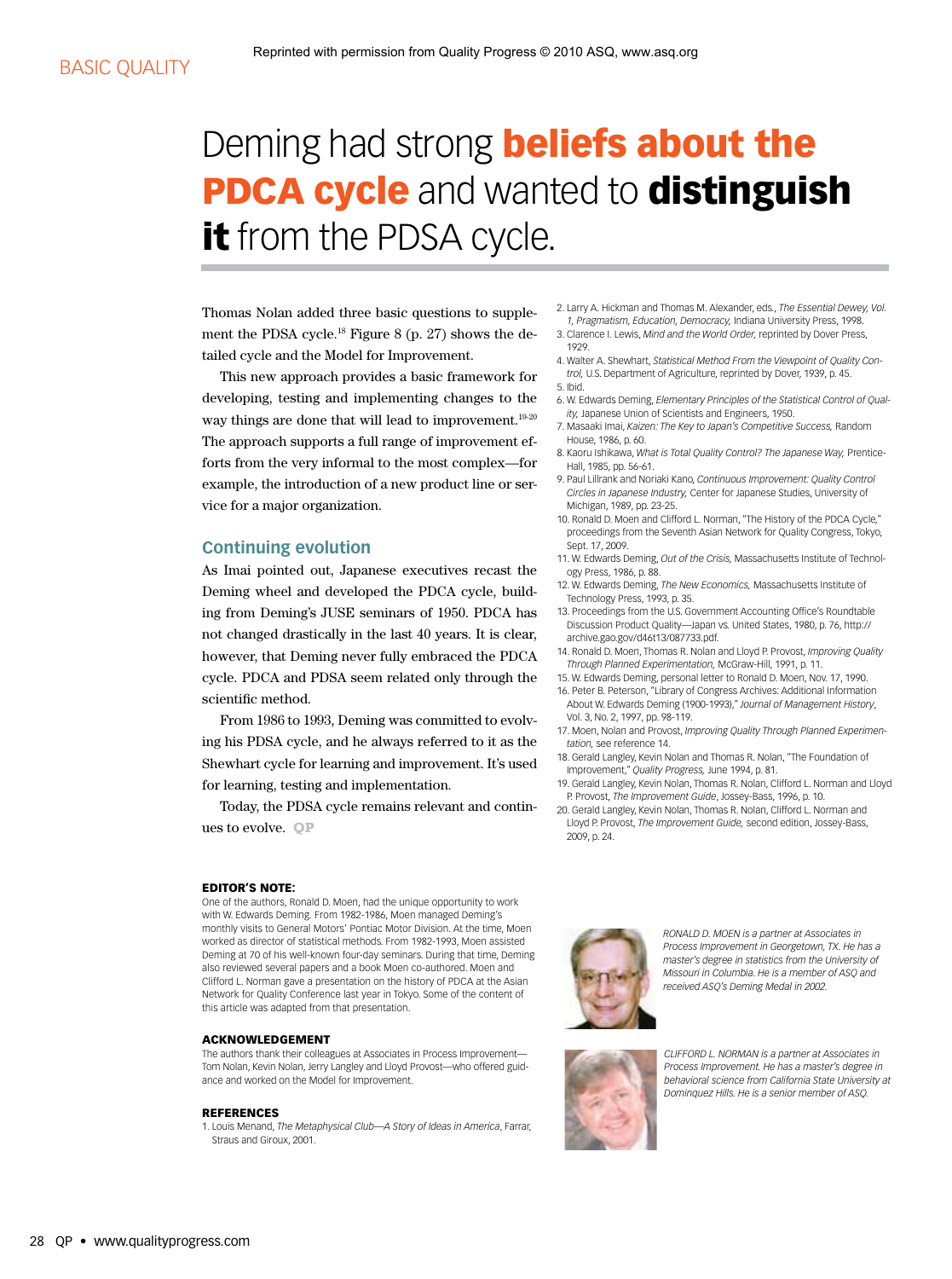Reprinted with permission from Quality Progress © 2010 ASQ, www.asq.org

# Deming had strong **beliefs about the PDCA cycle** and wanted to **distinguish it** from the PDSA cycle.

Thomas Nolan added three basic questions to supplement the PDSA cycle.[18] Figure 8 (p. 27) shows the detailed cycle and the Model for Improvement.

This new approach provides a basic framework for developing, testing and implementing changes to the way things are done that will lead to improvement.[19-20] The approach supports a full range of improvement efforts from the very informal to the most complex—for example, the introduction of a new product line or service for a major organization.

## Continuing evolution

As Imai pointed out, Japanese executives recast the Deming wheel and developed the PDCA cycle, building from Deming's JUSE seminars of 1950. PDCA has not changed drastically in the last 40 years. It is clear, however, that Deming never fully embraced the PDCA cycle. PDCA and PDSA seem related only through the scientific method.

From 1986 to 1993, Deming was committed to evolving his PDSA cycle, and he always referred to it as the Shewhart cycle for learning and improvement. It's used for learning, testing and implementation.

Today, the PDSA cycle remains relevant and continues to evolve. QP

### EDITOR'S NOTE:

One of the authors, Ronald D. Moen, had the unique opportunity to work with W. Edwards Deming. From 1982-1986, Moen managed Deming's monthly visits to General Motors' Pontiac Motor Division. At the time, Moen worked as director of statistical methods. From 1982-1993, Moen assisted Deming at 70 of his well-known four-day seminars. During that time, Deming also reviewed several papers and a book Moen co-authored. Moen and Clifford L. Norman gave a presentation on the history of PDCA at the Asian Network for Quality Conference last year in Tokyo. Some of the content of this article was adapted from that presentation.

### ACKNOWLEDGEMENT

The authors thank their colleagues at Associates in Process Improvement—Tom Nolan, Kevin Nolan, Jerry Langley and Lloyd Provost—who offered guidance and worked on the Model for Improvement.

### REFERENCES

1. Louis Menand, *The Metaphysical Club—A Story of Ideas in America*, Farrar, Straus and Giroux, 2001.
2. Larry A. Hickman and Thomas M. Alexander, eds., *The Essential Dewey, Vol. 1, Pragmatism, Education, Democracy,* Indiana University Press, 1998.
3. Clarence I. Lewis, *Mind and the World Order,* reprinted by Dover Press, 1929.
4. Walter A. Shewhart, *Statistical Method From the Viewpoint of Quality Control,* U.S. Department of Agriculture, reprinted by Dover, 1939, p. 45.
5. Ibid.
6. W. Edwards Deming, *Elementary Principles of the Statistical Control of Quality,* Japanese Union of Scientists and Engineers, 1950.
7. Masaaki Imai, *Kaizen: The Key to Japan's Competitive Success,* Random House, 1986, p. 60.
8. Kaoru Ishikawa, *What is Total Quality Control? The Japanese Way,* Prentice-Hall, 1985, pp. 56-61.
9. Paul Lillrank and Noriaki Kano, *Continuous Improvement: Quality Control Circles in Japanese Industry,* Center for Japanese Studies, University of Michigan, 1989, pp. 23-25.
10. Ronald D. Moen and Clifford L. Norman, "The History of the PDCA Cycle," proceedings from the Seventh Asian Network for Quality Congress, Tokyo, Sept. 17, 2009.
11. W. Edwards Deming, *Out of the Crisis,* Massachusetts Institute of Technology Press, 1986, p. 88.
12. W. Edwards Deming, *The New Economics,* Massachusetts Institute of Technology Press, 1993, p. 35.
13. Proceedings from the U.S. Government Accounting Office's Roundtable Discussion Product Quality—Japan vs. United States, 1980, p. 76, http://archive.gao.gov/d46t13/087733.pdf.
14. Ronald D. Moen, Thomas R. Nolan and Lloyd P. Provost, *Improving Quality Through Planned Experimentation,* McGraw-Hill, 1991, p. 11.
15. W. Edwards Deming, personal letter to Ronald D. Moen, Nov. 17, 1990.
16. Peter B. Peterson, "Library of Congress Archives: Additional Information About W. Edwards Deming (1900-1993)," *Journal of Management History,* Vol. 3, No. 2, 1997, pp. 98-119.
17. Moen, Nolan and Provost, *Improving Quality Through Planned Experimentation,* see reference 14.
18. Gerald Langley, Kevin Nolan and Thomas R. Nolan, "The Foundation of Improvement," *Quality Progress,* June 1994, p. 81.
19. Gerald Langley, Kevin Nolan, Thomas R. Nolan, Clifford L. Norman and Lloyd P. Provost, *The Improvement Guide,* Jossey-Bass, 1996, p. 10.
20. Gerald Langley, Kevin Nolan, Thomas R. Nolan, Clifford L. Norman and Lloyd P. Provost, *The Improvement Guide,* second edition, Jossey-Bass, 2009, p. 24.

*RONALD D. MOEN is a partner at Associates in Process Improvement in Georgetown, TX. He has a master's degree in statistics from the University of Missouri in Columbia. He is a member of ASQ and received ASQ's Deming Medal in 2002.*

*CLIFFORD L. NORMAN is a partner at Associates in Process Improvement. He has a master's degree in behavioral science from California State University at Dominquez Hills. He is a senior member of ASQ.*